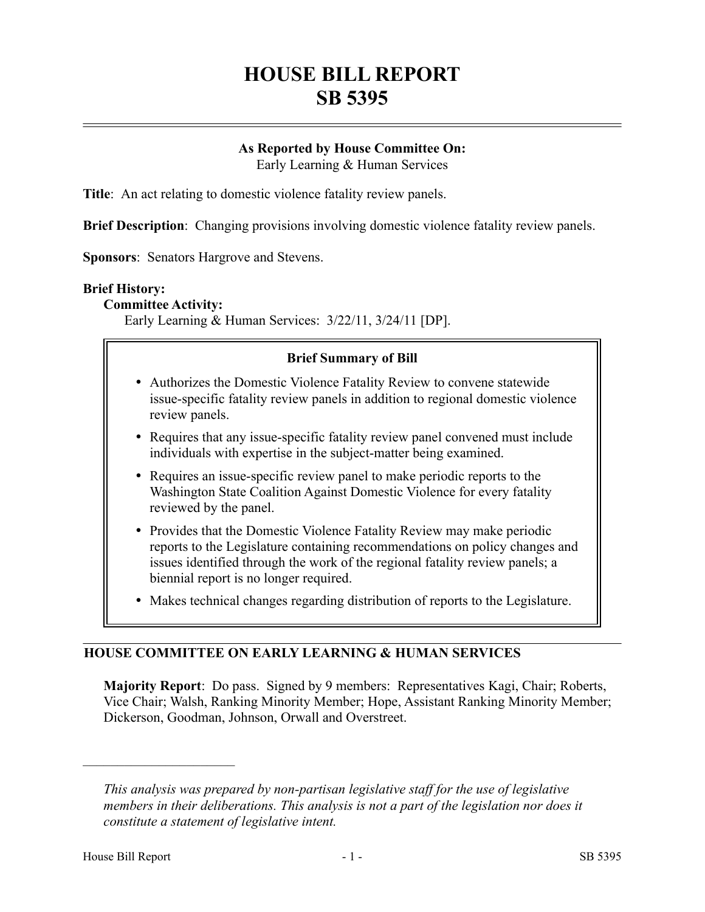# HOUSE BILL REPORT
# SB 5395

**As Reported by House Committee On:**
Early Learning & Human Services

**Title**: An act relating to domestic violence fatality review panels.

**Brief Description**: Changing provisions involving domestic violence fatality review panels.

**Sponsors**: Senators Hargrove and Stevens.

**Brief History:**

**Committee Activity:**

Early Learning & Human Services: 3/22/11, 3/24/11 [DP].

**Brief Summary of Bill**

- Authorizes the Domestic Violence Fatality Review to convene statewide issue-specific fatality review panels in addition to regional domestic violence review panels.
- Requires that any issue-specific fatality review panel convened must include individuals with expertise in the subject-matter being examined.
- Requires an issue-specific review panel to make periodic reports to the Washington State Coalition Against Domestic Violence for every fatality reviewed by the panel.
- Provides that the Domestic Violence Fatality Review may make periodic reports to the Legislature containing recommendations on policy changes and issues identified through the work of the regional fatality review panels; a biennial report is no longer required.
- Makes technical changes regarding distribution of reports to the Legislature.

## HOUSE COMMITTEE ON EARLY LEARNING & HUMAN SERVICES

**Majority Report**: Do pass. Signed by 9 members: Representatives Kagi, Chair; Roberts, Vice Chair; Walsh, Ranking Minority Member; Hope, Assistant Ranking Minority Member; Dickerson, Goodman, Johnson, Orwall and Overstreet.

---

*This analysis was prepared by non-partisan legislative staff for the use of legislative members in their deliberations. This analysis is not a part of the legislation nor does it constitute a statement of legislative intent.*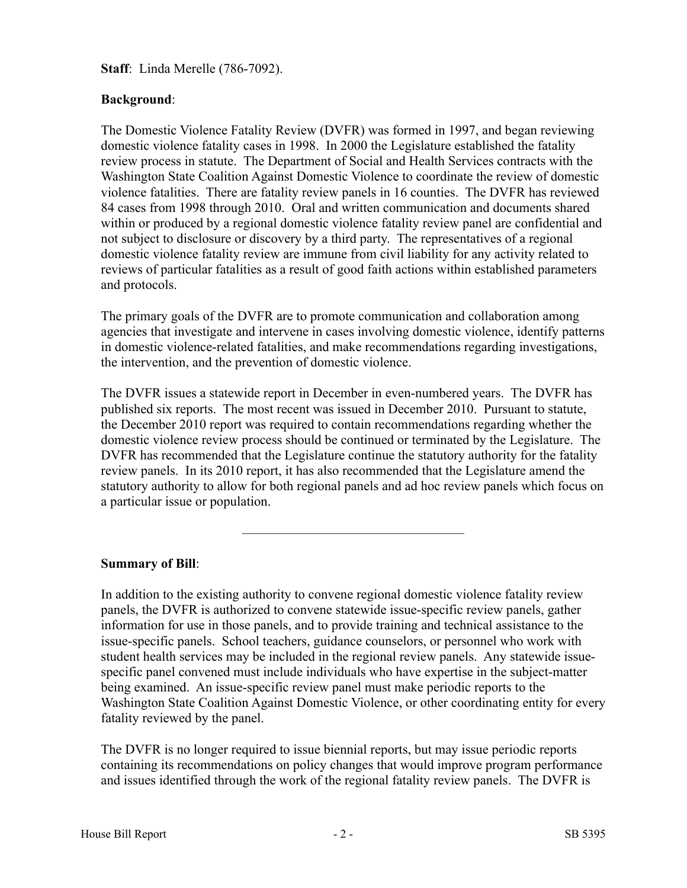**Staff**: Linda Merelle (786-7092).

**Background**:

The Domestic Violence Fatality Review (DVFR) was formed in 1997, and began reviewing domestic violence fatality cases in 1998. In 2000 the Legislature established the fatality review process in statute. The Department of Social and Health Services contracts with the Washington State Coalition Against Domestic Violence to coordinate the review of domestic violence fatalities. There are fatality review panels in 16 counties. The DVFR has reviewed 84 cases from 1998 through 2010. Oral and written communication and documents shared within or produced by a regional domestic violence fatality review panel are confidential and not subject to disclosure or discovery by a third party. The representatives of a regional domestic violence fatality review are immune from civil liability for any activity related to reviews of particular fatalities as a result of good faith actions within established parameters and protocols.

The primary goals of the DVFR are to promote communication and collaboration among agencies that investigate and intervene in cases involving domestic violence, identify patterns in domestic violence-related fatalities, and make recommendations regarding investigations, the intervention, and the prevention of domestic violence.

The DVFR issues a statewide report in December in even-numbered years. The DVFR has published six reports. The most recent was issued in December 2010. Pursuant to statute, the December 2010 report was required to contain recommendations regarding whether the domestic violence review process should be continued or terminated by the Legislature. The DVFR has recommended that the Legislature continue the statutory authority for the fatality review panels. In its 2010 report, it has also recommended that the Legislature amend the statutory authority to allow for both regional panels and ad hoc review panels which focus on a particular issue or population.

---

**Summary of Bill**:

In addition to the existing authority to convene regional domestic violence fatality review panels, the DVFR is authorized to convene statewide issue-specific review panels, gather information for use in those panels, and to provide training and technical assistance to the issue-specific panels. School teachers, guidance counselors, or personnel who work with student health services may be included in the regional review panels. Any statewide issue-specific panel convened must include individuals who have expertise in the subject-matter being examined. An issue-specific review panel must make periodic reports to the Washington State Coalition Against Domestic Violence, or other coordinating entity for every fatality reviewed by the panel.

The DVFR is no longer required to issue biennial reports, but may issue periodic reports containing its recommendations on policy changes that would improve program performance and issues identified through the work of the regional fatality review panels. The DVFR is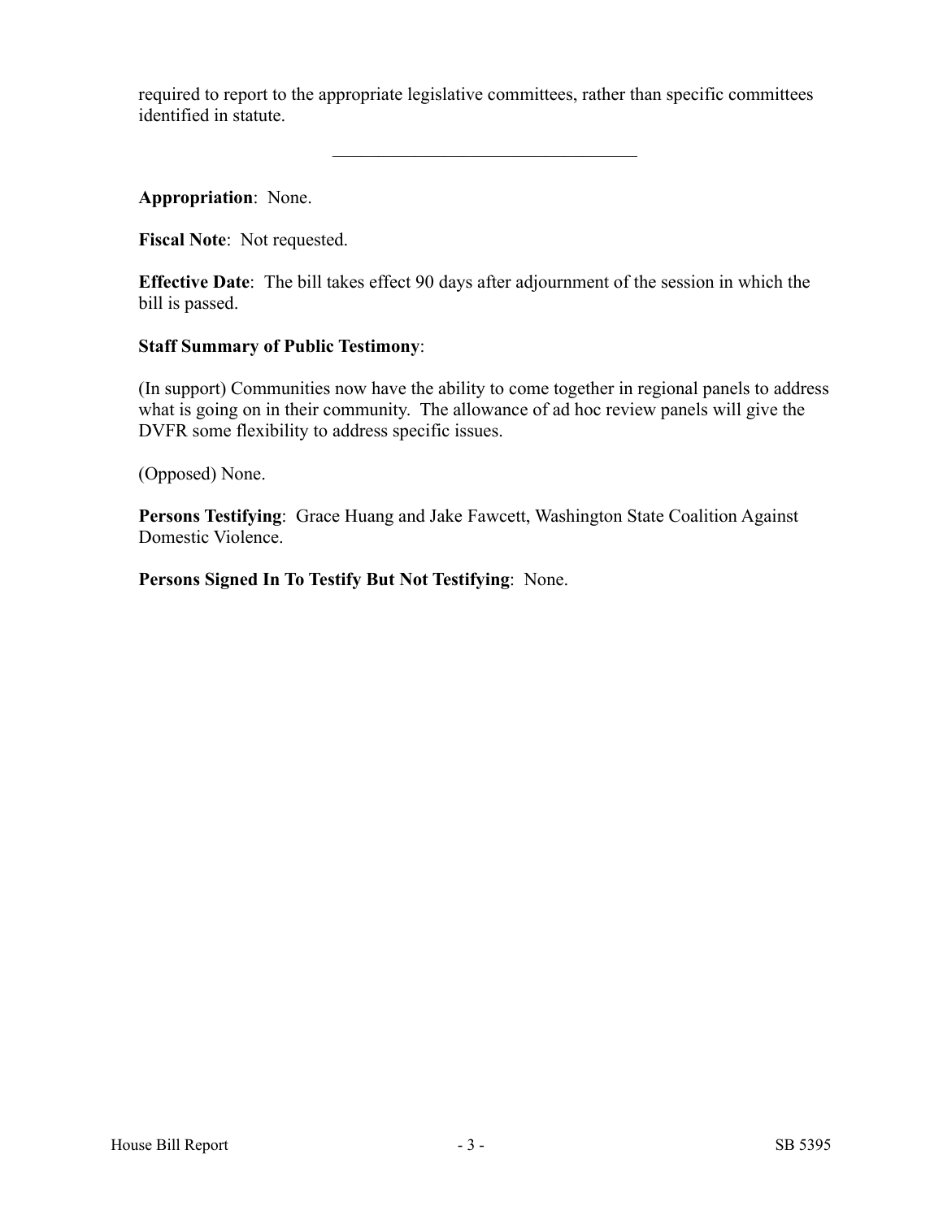required to report to the appropriate legislative committees, rather than specific committees identified in statute.

---

**Appropriation**: None.

**Fiscal Note**: Not requested.

**Effective Date**: The bill takes effect 90 days after adjournment of the session in which the bill is passed.

**Staff Summary of Public Testimony**:

(In support) Communities now have the ability to come together in regional panels to address what is going on in their community. The allowance of ad hoc review panels will give the DVFR some flexibility to address specific issues.

(Opposed) None.

**Persons Testifying**: Grace Huang and Jake Fawcett, Washington State Coalition Against Domestic Violence.

**Persons Signed In To Testify But Not Testifying**: None.